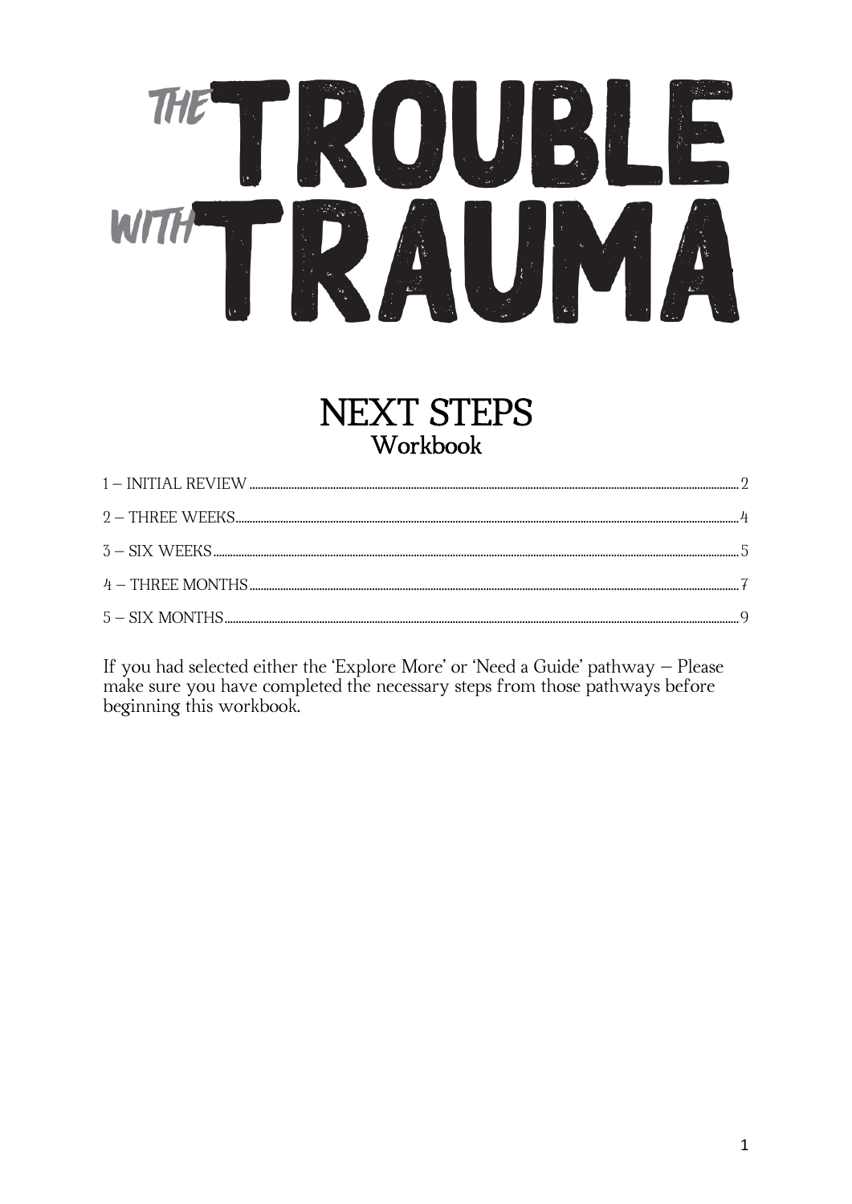# THE TROUBLE WITH TRAUMA

## NEXT STEPS
### Workbook

1 – INITIAL REVIEW .......... 2

2 – THREE WEEKS .......... 4

3 – SIX WEEKS .......... 5

4 – THREE MONTHS .......... 7

5 – SIX MONTHS .......... 9

If you had selected either the 'Explore More' or 'Need a Guide' pathway – Please make sure you have completed the necessary steps from those pathways before beginning this workbook.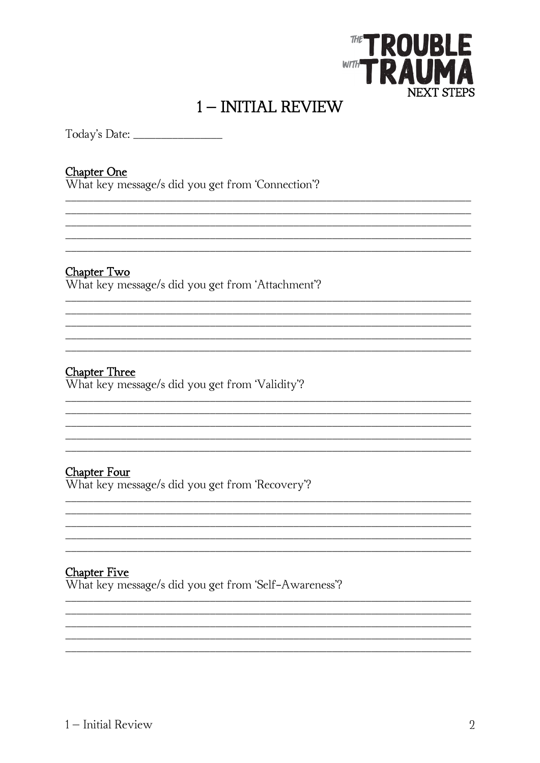THE TROUBLE WITH TRAUMA
NEXT STEPS

# 1 – INITIAL REVIEW

Today's Date: _______________

<u>Chapter One</u>
What key message/s did you get from 'Connection'?

________________________________________________________________________________
________________________________________________________________________________
________________________________________________________________________________
________________________________________________________________________________
________________________________________________________________________________

<u>Chapter Two</u>
What key message/s did you get from 'Attachment'?

________________________________________________________________________________
________________________________________________________________________________
________________________________________________________________________________
________________________________________________________________________________
________________________________________________________________________________

<u>Chapter Three</u>
What key message/s did you get from 'Validity'?

________________________________________________________________________________
________________________________________________________________________________
________________________________________________________________________________
________________________________________________________________________________
________________________________________________________________________________

<u>Chapter Four</u>
What key message/s did you get from 'Recovery'?

________________________________________________________________________________
________________________________________________________________________________
________________________________________________________________________________
________________________________________________________________________________
________________________________________________________________________________

<u>Chapter Five</u>
What key message/s did you get from 'Self-Awareness'?

________________________________________________________________________________
________________________________________________________________________________
________________________________________________________________________________
________________________________________________________________________________
________________________________________________________________________________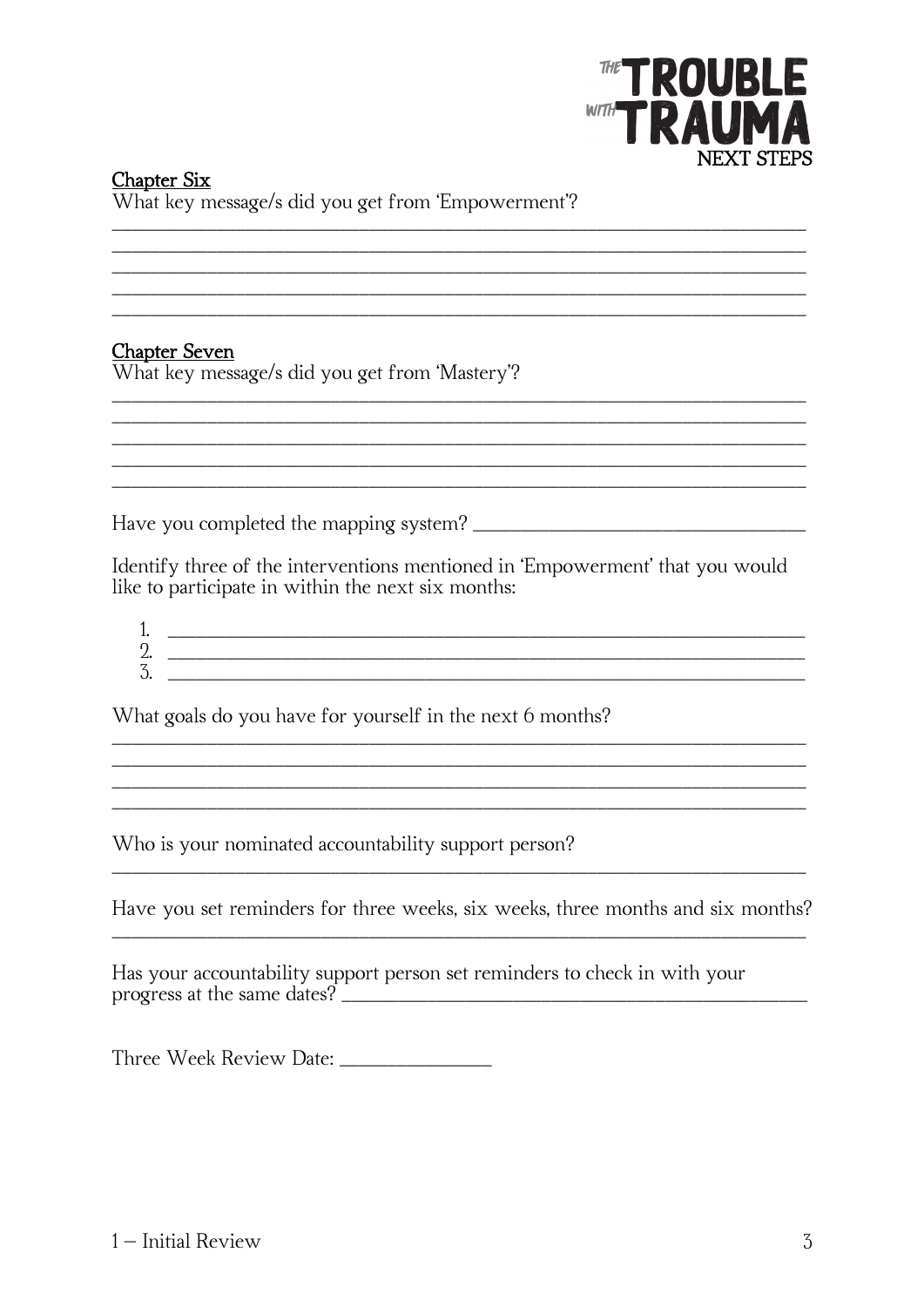## Chapter Six

What key message/s did you get from 'Empowerment'?

______________________________________________________________________
______________________________________________________________________
______________________________________________________________________
______________________________________________________________________
______________________________________________________________________

## Chapter Seven

What key message/s did you get from 'Mastery'?

______________________________________________________________________
______________________________________________________________________
______________________________________________________________________
______________________________________________________________________
______________________________________________________________________

Have you completed the mapping system? ______________________________

Identify three of the interventions mentioned in 'Empowerment' that you would like to participate in within the next six months:

1. ______________________________________________________________
2. ______________________________________________________________
3. ______________________________________________________________

What goals do you have for yourself in the next 6 months?

______________________________________________________________________
______________________________________________________________________
______________________________________________________________________
______________________________________________________________________

Who is your nominated accountability support person?

______________________________________________________________________

Have you set reminders for three weeks, six weeks, three months and six months?

______________________________________________________________________

Has your accountability support person set reminders to check in with your progress at the same dates? ______________________________________________

Three Week Review Date: ______________

1 – Initial Review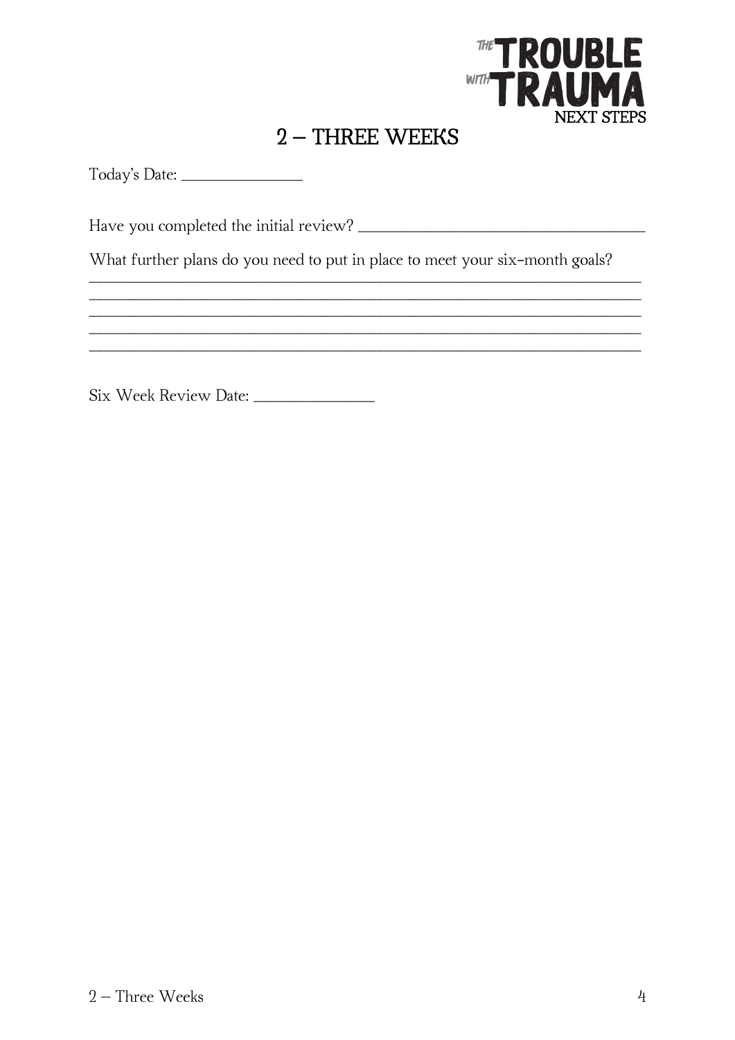# 2 – THREE WEEKS

Today's Date: _______________

Have you completed the initial review? ___________________________________

What further plans do you need to put in place to meet your six-month goals?

_____________________________________________________________________

_____________________________________________________________________

_____________________________________________________________________

_____________________________________________________________________

_____________________________________________________________________

Six Week Review Date: _______________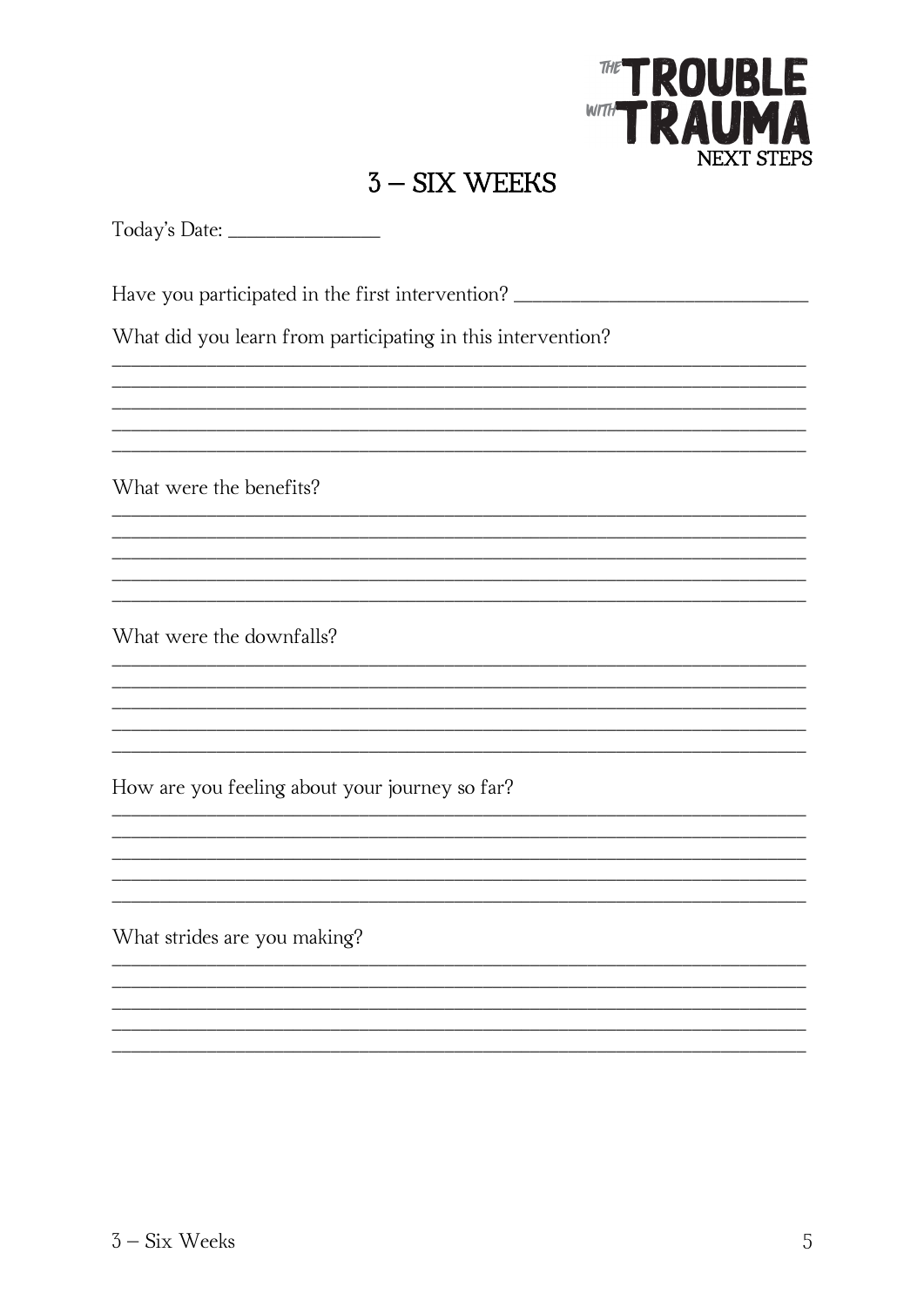THE TROUBLE WITH TRAUMA
NEXT STEPS

# 3 – SIX WEEKS

Today's Date: _______________

Have you participated in the first intervention? ____________________________

What did you learn from participating in this intervention?

________________________________________________________________________
________________________________________________________________________
________________________________________________________________________
________________________________________________________________________
________________________________________________________________________

What were the benefits?

________________________________________________________________________
________________________________________________________________________
________________________________________________________________________
________________________________________________________________________
________________________________________________________________________

What were the downfalls?

________________________________________________________________________
________________________________________________________________________
________________________________________________________________________
________________________________________________________________________
________________________________________________________________________

How are you feeling about your journey so far?

________________________________________________________________________
________________________________________________________________________
________________________________________________________________________
________________________________________________________________________
________________________________________________________________________

What strides are you making?

________________________________________________________________________
________________________________________________________________________
________________________________________________________________________
________________________________________________________________________
________________________________________________________________________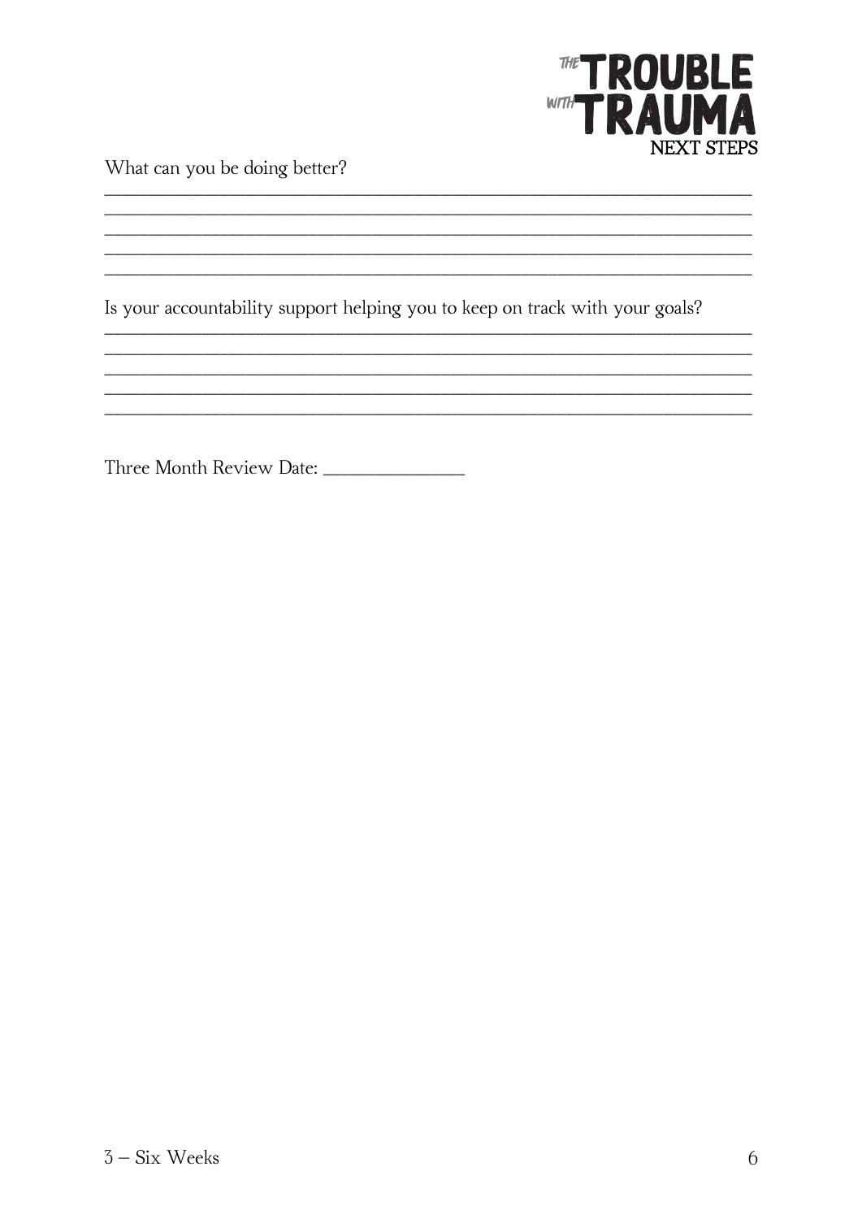What can you be doing better?

\_\_\_\_\_\_\_\_\_\_\_\_\_\_\_\_\_\_\_\_\_\_\_\_\_\_\_\_\_\_\_\_\_\_\_\_\_\_\_\_\_\_\_\_\_\_\_\_\_\_\_\_\_\_\_\_\_\_\_\_\_\_\_\_\_\_\_\_

\_\_\_\_\_\_\_\_\_\_\_\_\_\_\_\_\_\_\_\_\_\_\_\_\_\_\_\_\_\_\_\_\_\_\_\_\_\_\_\_\_\_\_\_\_\_\_\_\_\_\_\_\_\_\_\_\_\_\_\_\_\_\_\_\_\_\_\_

\_\_\_\_\_\_\_\_\_\_\_\_\_\_\_\_\_\_\_\_\_\_\_\_\_\_\_\_\_\_\_\_\_\_\_\_\_\_\_\_\_\_\_\_\_\_\_\_\_\_\_\_\_\_\_\_\_\_\_\_\_\_\_\_\_\_\_\_

\_\_\_\_\_\_\_\_\_\_\_\_\_\_\_\_\_\_\_\_\_\_\_\_\_\_\_\_\_\_\_\_\_\_\_\_\_\_\_\_\_\_\_\_\_\_\_\_\_\_\_\_\_\_\_\_\_\_\_\_\_\_\_\_\_\_\_\_

\_\_\_\_\_\_\_\_\_\_\_\_\_\_\_\_\_\_\_\_\_\_\_\_\_\_\_\_\_\_\_\_\_\_\_\_\_\_\_\_\_\_\_\_\_\_\_\_\_\_\_\_\_\_\_\_\_\_\_\_\_\_\_\_\_\_\_\_

Is your accountability support helping you to keep on track with your goals?

\_\_\_\_\_\_\_\_\_\_\_\_\_\_\_\_\_\_\_\_\_\_\_\_\_\_\_\_\_\_\_\_\_\_\_\_\_\_\_\_\_\_\_\_\_\_\_\_\_\_\_\_\_\_\_\_\_\_\_\_\_\_\_\_\_\_\_\_

\_\_\_\_\_\_\_\_\_\_\_\_\_\_\_\_\_\_\_\_\_\_\_\_\_\_\_\_\_\_\_\_\_\_\_\_\_\_\_\_\_\_\_\_\_\_\_\_\_\_\_\_\_\_\_\_\_\_\_\_\_\_\_\_\_\_\_\_

\_\_\_\_\_\_\_\_\_\_\_\_\_\_\_\_\_\_\_\_\_\_\_\_\_\_\_\_\_\_\_\_\_\_\_\_\_\_\_\_\_\_\_\_\_\_\_\_\_\_\_\_\_\_\_\_\_\_\_\_\_\_\_\_\_\_\_\_

\_\_\_\_\_\_\_\_\_\_\_\_\_\_\_\_\_\_\_\_\_\_\_\_\_\_\_\_\_\_\_\_\_\_\_\_\_\_\_\_\_\_\_\_\_\_\_\_\_\_\_\_\_\_\_\_\_\_\_\_\_\_\_\_\_\_\_\_

\_\_\_\_\_\_\_\_\_\_\_\_\_\_\_\_\_\_\_\_\_\_\_\_\_\_\_\_\_\_\_\_\_\_\_\_\_\_\_\_\_\_\_\_\_\_\_\_\_\_\_\_\_\_\_\_\_\_\_\_\_\_\_\_\_\_\_\_

Three Month Review Date: \_\_\_\_\_\_\_\_\_\_\_\_\_\_\_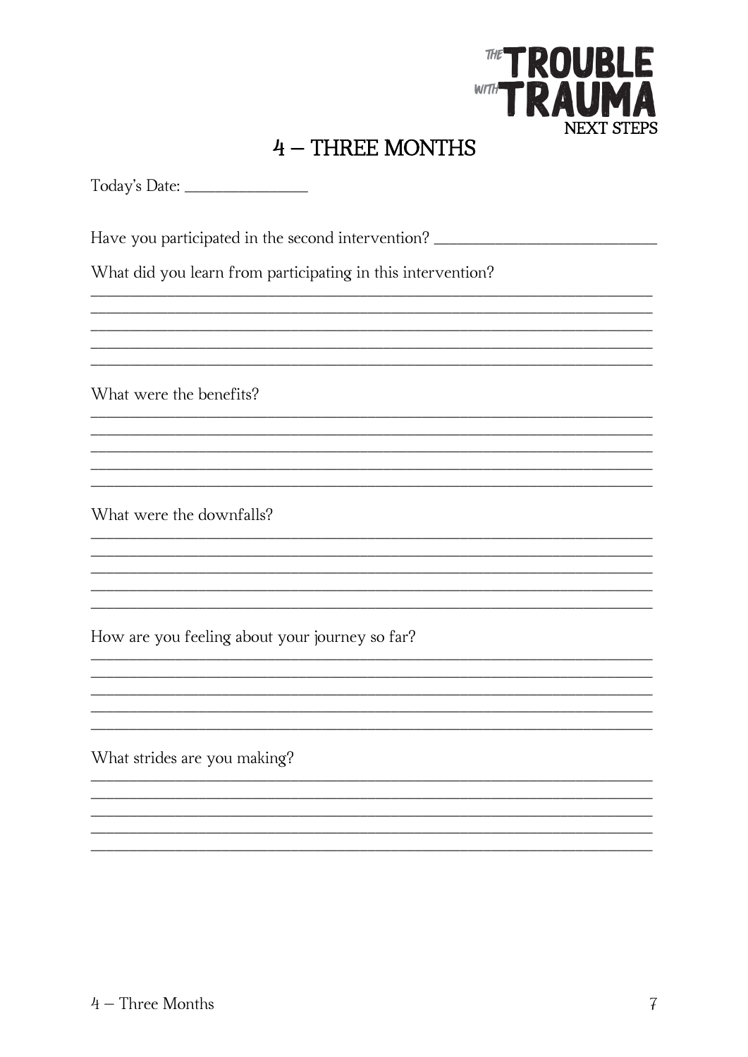# 4 – THREE MONTHS

Today's Date: _______________

Have you participated in the second intervention? ___________________________

What did you learn from participating in this intervention?

_______________________________________________________________________
_______________________________________________________________________
_______________________________________________________________________
_______________________________________________________________________
_______________________________________________________________________

What were the benefits?

_______________________________________________________________________
_______________________________________________________________________
_______________________________________________________________________
_______________________________________________________________________
_______________________________________________________________________

What were the downfalls?

_______________________________________________________________________
_______________________________________________________________________
_______________________________________________________________________
_______________________________________________________________________
_______________________________________________________________________

How are you feeling about your journey so far?

_______________________________________________________________________
_______________________________________________________________________
_______________________________________________________________________
_______________________________________________________________________
_______________________________________________________________________

What strides are you making?

_______________________________________________________________________
_______________________________________________________________________
_______________________________________________________________________
_______________________________________________________________________
_______________________________________________________________________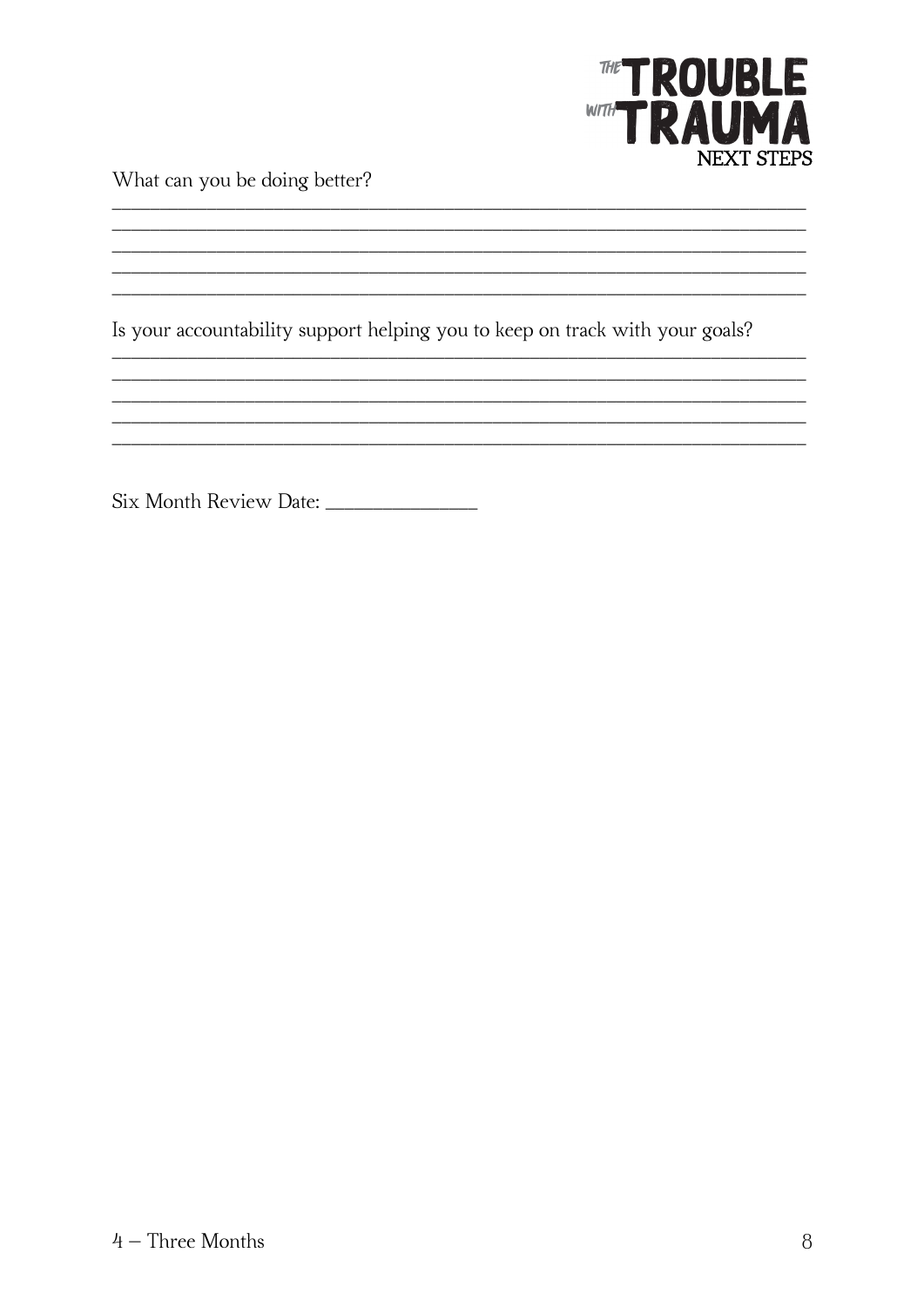What can you be doing better?

\_\_\_\_\_\_\_\_\_\_\_\_\_\_\_\_\_\_\_\_\_\_\_\_\_\_\_\_\_\_\_\_\_\_\_\_\_\_\_\_\_\_\_\_\_\_\_\_\_\_\_\_\_\_\_\_\_\_\_\_\_\_\_\_\_\_\_\_\_\_\_\_

\_\_\_\_\_\_\_\_\_\_\_\_\_\_\_\_\_\_\_\_\_\_\_\_\_\_\_\_\_\_\_\_\_\_\_\_\_\_\_\_\_\_\_\_\_\_\_\_\_\_\_\_\_\_\_\_\_\_\_\_\_\_\_\_\_\_\_\_\_\_\_\_

\_\_\_\_\_\_\_\_\_\_\_\_\_\_\_\_\_\_\_\_\_\_\_\_\_\_\_\_\_\_\_\_\_\_\_\_\_\_\_\_\_\_\_\_\_\_\_\_\_\_\_\_\_\_\_\_\_\_\_\_\_\_\_\_\_\_\_\_\_\_\_\_

\_\_\_\_\_\_\_\_\_\_\_\_\_\_\_\_\_\_\_\_\_\_\_\_\_\_\_\_\_\_\_\_\_\_\_\_\_\_\_\_\_\_\_\_\_\_\_\_\_\_\_\_\_\_\_\_\_\_\_\_\_\_\_\_\_\_\_\_\_\_\_\_

\_\_\_\_\_\_\_\_\_\_\_\_\_\_\_\_\_\_\_\_\_\_\_\_\_\_\_\_\_\_\_\_\_\_\_\_\_\_\_\_\_\_\_\_\_\_\_\_\_\_\_\_\_\_\_\_\_\_\_\_\_\_\_\_\_\_\_\_\_\_\_\_

Is your accountability support helping you to keep on track with your goals?

\_\_\_\_\_\_\_\_\_\_\_\_\_\_\_\_\_\_\_\_\_\_\_\_\_\_\_\_\_\_\_\_\_\_\_\_\_\_\_\_\_\_\_\_\_\_\_\_\_\_\_\_\_\_\_\_\_\_\_\_\_\_\_\_\_\_\_\_\_\_\_\_

\_\_\_\_\_\_\_\_\_\_\_\_\_\_\_\_\_\_\_\_\_\_\_\_\_\_\_\_\_\_\_\_\_\_\_\_\_\_\_\_\_\_\_\_\_\_\_\_\_\_\_\_\_\_\_\_\_\_\_\_\_\_\_\_\_\_\_\_\_\_\_\_

\_\_\_\_\_\_\_\_\_\_\_\_\_\_\_\_\_\_\_\_\_\_\_\_\_\_\_\_\_\_\_\_\_\_\_\_\_\_\_\_\_\_\_\_\_\_\_\_\_\_\_\_\_\_\_\_\_\_\_\_\_\_\_\_\_\_\_\_\_\_\_\_

\_\_\_\_\_\_\_\_\_\_\_\_\_\_\_\_\_\_\_\_\_\_\_\_\_\_\_\_\_\_\_\_\_\_\_\_\_\_\_\_\_\_\_\_\_\_\_\_\_\_\_\_\_\_\_\_\_\_\_\_\_\_\_\_\_\_\_\_\_\_\_\_

\_\_\_\_\_\_\_\_\_\_\_\_\_\_\_\_\_\_\_\_\_\_\_\_\_\_\_\_\_\_\_\_\_\_\_\_\_\_\_\_\_\_\_\_\_\_\_\_\_\_\_\_\_\_\_\_\_\_\_\_\_\_\_\_\_\_\_\_\_\_\_\_

Six Month Review Date: \_\_\_\_\_\_\_\_\_\_\_\_\_\_\_\_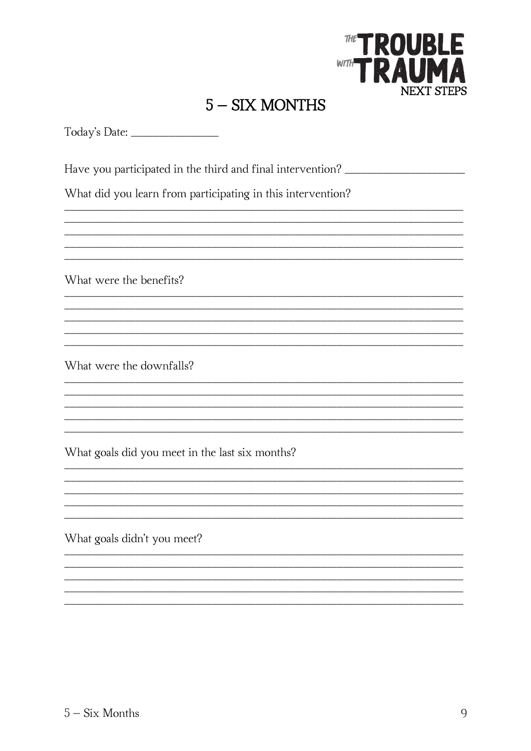# 5 – SIX MONTHS

Today's Date: ______________

Have you participated in the third and final intervention? ____________________

What did you learn from participating in this intervention?

______________________________________________________________________
______________________________________________________________________
______________________________________________________________________
______________________________________________________________________
______________________________________________________________________

What were the benefits?

______________________________________________________________________
______________________________________________________________________
______________________________________________________________________
______________________________________________________________________
______________________________________________________________________

What were the downfalls?

______________________________________________________________________
______________________________________________________________________
______________________________________________________________________
______________________________________________________________________
______________________________________________________________________

What goals did you meet in the last six months?

______________________________________________________________________
______________________________________________________________________
______________________________________________________________________
______________________________________________________________________
______________________________________________________________________

What goals didn't you meet?

______________________________________________________________________
______________________________________________________________________
______________________________________________________________________
______________________________________________________________________
______________________________________________________________________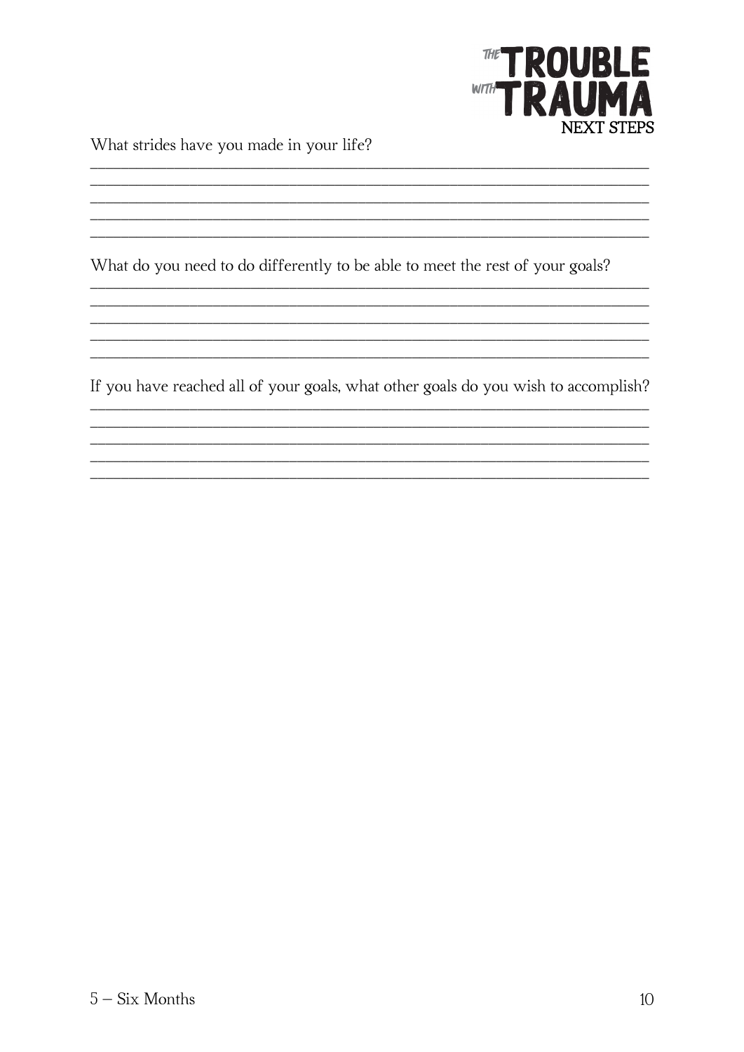What strides have you made in your life?

\_\_\_\_\_\_\_\_\_\_\_\_\_\_\_\_\_\_\_\_\_\_\_\_\_\_\_\_\_\_\_\_\_\_\_\_\_\_\_\_\_\_\_\_\_\_\_\_\_\_\_\_\_\_\_\_\_\_\_\_\_\_\_\_\_\_\_\_

\_\_\_\_\_\_\_\_\_\_\_\_\_\_\_\_\_\_\_\_\_\_\_\_\_\_\_\_\_\_\_\_\_\_\_\_\_\_\_\_\_\_\_\_\_\_\_\_\_\_\_\_\_\_\_\_\_\_\_\_\_\_\_\_\_\_\_\_

\_\_\_\_\_\_\_\_\_\_\_\_\_\_\_\_\_\_\_\_\_\_\_\_\_\_\_\_\_\_\_\_\_\_\_\_\_\_\_\_\_\_\_\_\_\_\_\_\_\_\_\_\_\_\_\_\_\_\_\_\_\_\_\_\_\_\_\_

\_\_\_\_\_\_\_\_\_\_\_\_\_\_\_\_\_\_\_\_\_\_\_\_\_\_\_\_\_\_\_\_\_\_\_\_\_\_\_\_\_\_\_\_\_\_\_\_\_\_\_\_\_\_\_\_\_\_\_\_\_\_\_\_\_\_\_\_

\_\_\_\_\_\_\_\_\_\_\_\_\_\_\_\_\_\_\_\_\_\_\_\_\_\_\_\_\_\_\_\_\_\_\_\_\_\_\_\_\_\_\_\_\_\_\_\_\_\_\_\_\_\_\_\_\_\_\_\_\_\_\_\_\_\_\_\_

What do you need to do differently to be able to meet the rest of your goals?

\_\_\_\_\_\_\_\_\_\_\_\_\_\_\_\_\_\_\_\_\_\_\_\_\_\_\_\_\_\_\_\_\_\_\_\_\_\_\_\_\_\_\_\_\_\_\_\_\_\_\_\_\_\_\_\_\_\_\_\_\_\_\_\_\_\_\_\_

\_\_\_\_\_\_\_\_\_\_\_\_\_\_\_\_\_\_\_\_\_\_\_\_\_\_\_\_\_\_\_\_\_\_\_\_\_\_\_\_\_\_\_\_\_\_\_\_\_\_\_\_\_\_\_\_\_\_\_\_\_\_\_\_\_\_\_\_

\_\_\_\_\_\_\_\_\_\_\_\_\_\_\_\_\_\_\_\_\_\_\_\_\_\_\_\_\_\_\_\_\_\_\_\_\_\_\_\_\_\_\_\_\_\_\_\_\_\_\_\_\_\_\_\_\_\_\_\_\_\_\_\_\_\_\_\_

\_\_\_\_\_\_\_\_\_\_\_\_\_\_\_\_\_\_\_\_\_\_\_\_\_\_\_\_\_\_\_\_\_\_\_\_\_\_\_\_\_\_\_\_\_\_\_\_\_\_\_\_\_\_\_\_\_\_\_\_\_\_\_\_\_\_\_\_

\_\_\_\_\_\_\_\_\_\_\_\_\_\_\_\_\_\_\_\_\_\_\_\_\_\_\_\_\_\_\_\_\_\_\_\_\_\_\_\_\_\_\_\_\_\_\_\_\_\_\_\_\_\_\_\_\_\_\_\_\_\_\_\_\_\_\_\_

If you have reached all of your goals, what other goals do you wish to accomplish?

\_\_\_\_\_\_\_\_\_\_\_\_\_\_\_\_\_\_\_\_\_\_\_\_\_\_\_\_\_\_\_\_\_\_\_\_\_\_\_\_\_\_\_\_\_\_\_\_\_\_\_\_\_\_\_\_\_\_\_\_\_\_\_\_\_\_\_\_

\_\_\_\_\_\_\_\_\_\_\_\_\_\_\_\_\_\_\_\_\_\_\_\_\_\_\_\_\_\_\_\_\_\_\_\_\_\_\_\_\_\_\_\_\_\_\_\_\_\_\_\_\_\_\_\_\_\_\_\_\_\_\_\_\_\_\_\_

\_\_\_\_\_\_\_\_\_\_\_\_\_\_\_\_\_\_\_\_\_\_\_\_\_\_\_\_\_\_\_\_\_\_\_\_\_\_\_\_\_\_\_\_\_\_\_\_\_\_\_\_\_\_\_\_\_\_\_\_\_\_\_\_\_\_\_\_

\_\_\_\_\_\_\_\_\_\_\_\_\_\_\_\_\_\_\_\_\_\_\_\_\_\_\_\_\_\_\_\_\_\_\_\_\_\_\_\_\_\_\_\_\_\_\_\_\_\_\_\_\_\_\_\_\_\_\_\_\_\_\_\_\_\_\_\_

\_\_\_\_\_\_\_\_\_\_\_\_\_\_\_\_\_\_\_\_\_\_\_\_\_\_\_\_\_\_\_\_\_\_\_\_\_\_\_\_\_\_\_\_\_\_\_\_\_\_\_\_\_\_\_\_\_\_\_\_\_\_\_\_\_\_\_\_